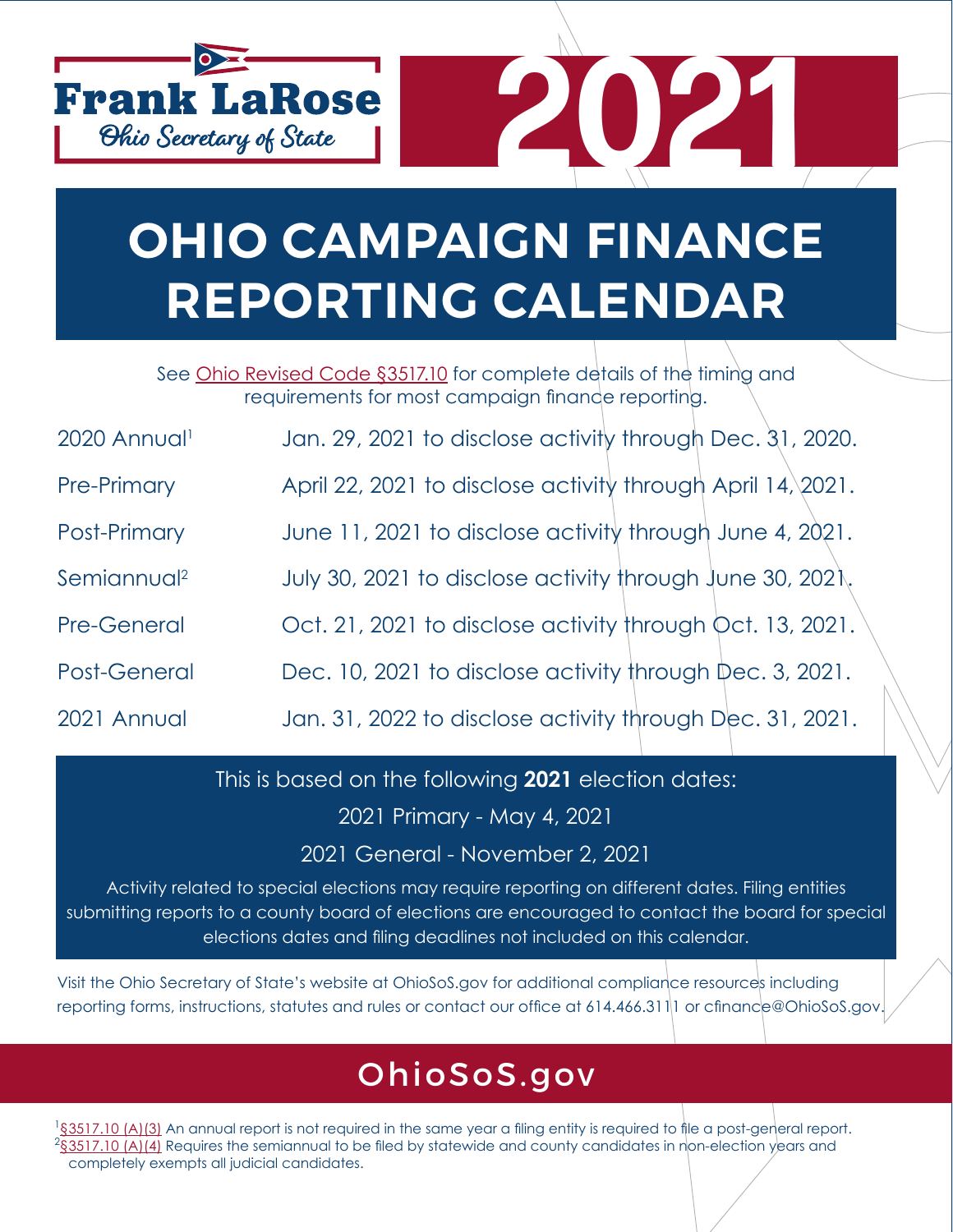Frank LaRose

*Ohio Secretary of State*

# 2021

# OHIO CAMPAIGN FINANCE REPORTING CALENDAR

See Ohio Revised Code §3517.10 for complete details of the timing and requirements for most campaign finance reporting.

| | |
|---|---|
| 2020 Annual[1] | Jan. 29, 2021 to disclose activity through Dec. 31, 2020. |
| Pre-Primary | April 22, 2021 to disclose activity through April 14, 2021. |
| Post-Primary | June 11, 2021 to disclose activity through June 4, 2021. |
| Semiannual[2] | July 30, 2021 to disclose activity through June 30, 2021. |
| Pre-General | Oct. 21, 2021 to disclose activity through Oct. 13, 2021. |
| Post-General | Dec. 10, 2021 to disclose activity through Dec. 3, 2021. |
| 2021 Annual | Jan. 31, 2022 to disclose activity through Dec. 31, 2021. |

This is based on the following **2021** election dates:

2021 Primary - May 4, 2021

2021 General - November 2, 2021

Activity related to special elections may require reporting on different dates. Filing entities submitting reports to a county board of elections are encouraged to contact the board for special elections dates and filing deadlines not included on this calendar.

Visit the Ohio Secretary of State's website at OhioSoS.gov for additional compliance resources including reporting forms, instructions, statutes and rules or contact our office at 614.466.3111 or cfinance@OhioSoS.gov.

## OhioSoS.gov

[1] §3517.10 (A)(3) An annual report is not required in the same year a filing entity is required to file a post-general report.

[2] §3517.10 (A)(4) Requires the semiannual to be filed by statewide and county candidates in non-election years and completely exempts all judicial candidates.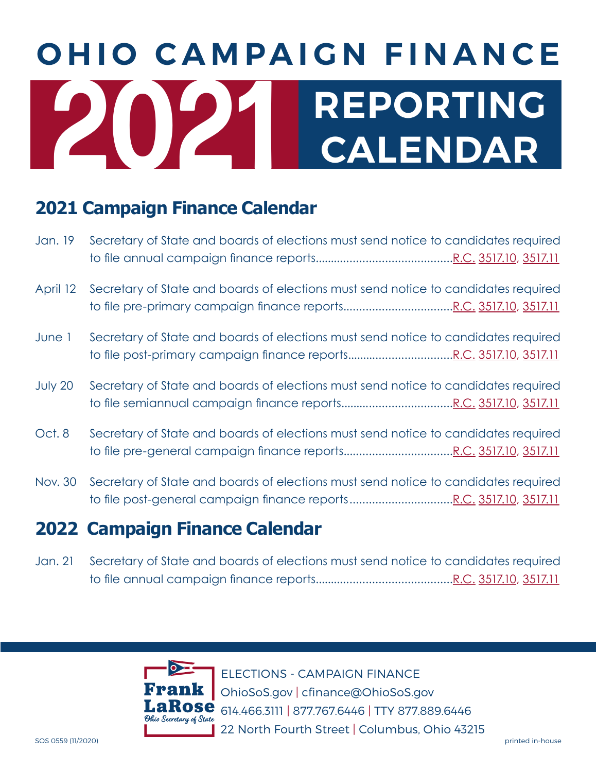# OHIO CAMPAIGN FINANCE 2021 REPORTING CALENDAR

## 2021 Campaign Finance Calendar

Jan. 19 Secretary of State and boards of elections must send notice to candidates required to file annual campaign finance reports..........................................R.C. 3517.10, 3517.11

April 12 Secretary of State and boards of elections must send notice to candidates required to file pre-primary campaign finance reports.................................R.C. 3517.10, 3517.11

June 1 Secretary of State and boards of elections must send notice to candidates required to file post-primary campaign finance reports................................R.C. 3517.10, 3517.11

July 20 Secretary of State and boards of elections must send notice to candidates required to file semiannual campaign finance reports..................................R.C. 3517.10, 3517.11

Oct. 8 Secretary of State and boards of elections must send notice to candidates required to file pre-general campaign finance reports.................................R.C. 3517.10, 3517.11

Nov. 30 Secretary of State and boards of elections must send notice to candidates required to file post-general campaign finance reports ................................R.C. 3517.10, 3517.11

## 2022 Campaign Finance Calendar

Jan. 21 Secretary of State and boards of elections must send notice to candidates required to file annual campaign finance reports..........................................R.C. 3517.10, 3517.11

Frank LaRose
Ohio Secretary of State

ELECTIONS - CAMPAIGN FINANCE
OhioSoS.gov | cfinance@OhioSoS.gov
614.466.3111 | 877.767.6446 | TTY 877.889.6446
22 North Fourth Street | Columbus, Ohio 43215

SOS 0559 (11/2020)

printed in-house